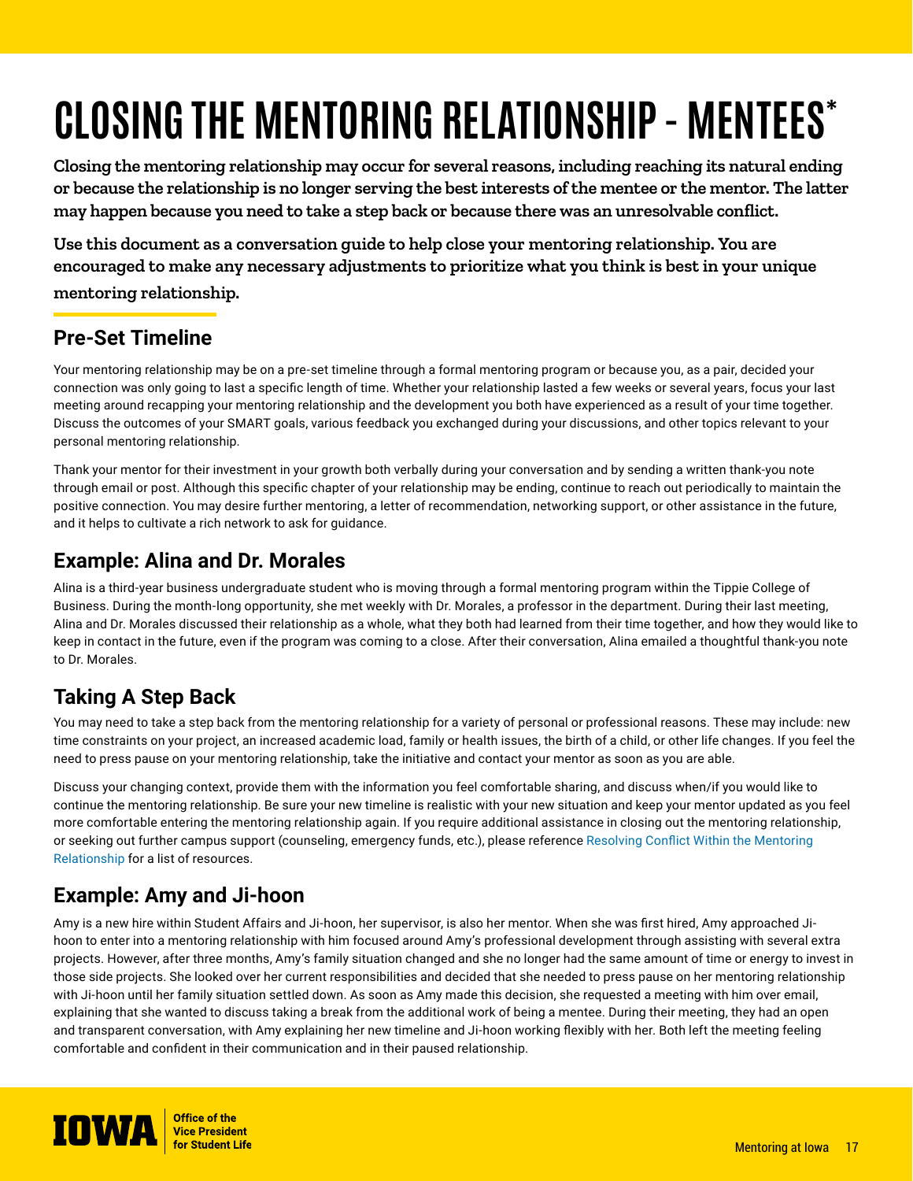# CLOSING THE MENTORING RELATIONSHIP - MENTEES*

**Closing the mentoring relationship may occur for several reasons, including reaching its natural ending or because the relationship is no longer serving the best interests of the mentee or the mentor. The latter may happen because you need to take a step back or because there was an unresolvable conflict.**

**Use this document as a conversation guide to help close your mentoring relationship. You are encouraged to make any necessary adjustments to prioritize what you think is best in your unique mentoring relationship.**

## Pre-Set Timeline

Your mentoring relationship may be on a pre-set timeline through a formal mentoring program or because you, as a pair, decided your connection was only going to last a specific length of time. Whether your relationship lasted a few weeks or several years, focus your last meeting around recapping your mentoring relationship and the development you both have experienced as a result of your time together. Discuss the outcomes of your SMART goals, various feedback you exchanged during your discussions, and other topics relevant to your personal mentoring relationship.

Thank your mentor for their investment in your growth both verbally during your conversation and by sending a written thank-you note through email or post. Although this specific chapter of your relationship may be ending, continue to reach out periodically to maintain the positive connection. You may desire further mentoring, a letter of recommendation, networking support, or other assistance in the future, and it helps to cultivate a rich network to ask for guidance.

## Example: Alina and Dr. Morales

Alina is a third-year business undergraduate student who is moving through a formal mentoring program within the Tippie College of Business. During the month-long opportunity, she met weekly with Dr. Morales, a professor in the department. During their last meeting, Alina and Dr. Morales discussed their relationship as a whole, what they both had learned from their time together, and how they would like to keep in contact in the future, even if the program was coming to a close. After their conversation, Alina emailed a thoughtful thank-you note to Dr. Morales.

## Taking A Step Back

You may need to take a step back from the mentoring relationship for a variety of personal or professional reasons. These may include: new time constraints on your project, an increased academic load, family or health issues, the birth of a child, or other life changes. If you feel the need to press pause on your mentoring relationship, take the initiative and contact your mentor as soon as you are able.

Discuss your changing context, provide them with the information you feel comfortable sharing, and discuss when/if you would like to continue the mentoring relationship. Be sure your new timeline is realistic with your new situation and keep your mentor updated as you feel more comfortable entering the mentoring relationship again. If you require additional assistance in closing out the mentoring relationship, or seeking out further campus support (counseling, emergency funds, etc.), please reference Resolving Conflict Within the Mentoring Relationship for a list of resources.

## Example: Amy and Ji-hoon

Amy is a new hire within Student Affairs and Ji-hoon, her supervisor, is also her mentor. When she was first hired, Amy approached Ji-hoon to enter into a mentoring relationship with him focused around Amy's professional development through assisting with several extra projects. However, after three months, Amy's family situation changed and she no longer had the same amount of time or energy to invest in those side projects. She looked over her current responsibilities and decided that she needed to press pause on her mentoring relationship with Ji-hoon until her family situation settled down. As soon as Amy made this decision, she requested a meeting with him over email, explaining that she wanted to discuss taking a break from the additional work of being a mentee. During their meeting, they had an open and transparent conversation, with Amy explaining her new timeline and Ji-hoon working flexibly with her. Both left the meeting feeling comfortable and confident in their communication and in their paused relationship.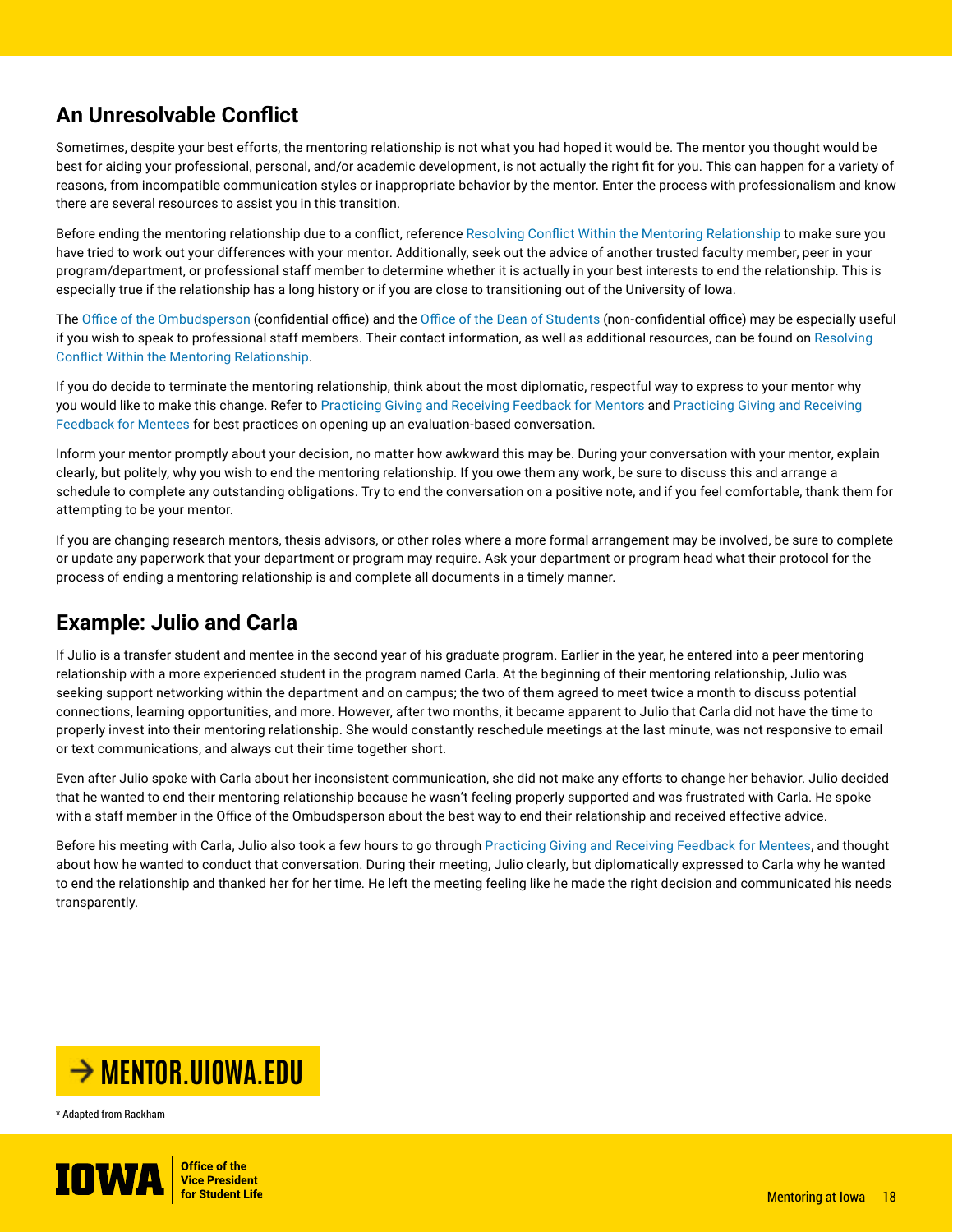## An Unresolvable Conflict

Sometimes, despite your best efforts, the mentoring relationship is not what you had hoped it would be. The mentor you thought would be best for aiding your professional, personal, and/or academic development, is not actually the right fit for you. This can happen for a variety of reasons, from incompatible communication styles or inappropriate behavior by the mentor. Enter the process with professionalism and know there are several resources to assist you in this transition.

Before ending the mentoring relationship due to a conflict, reference Resolving Conflict Within the Mentoring Relationship to make sure you have tried to work out your differences with your mentor. Additionally, seek out the advice of another trusted faculty member, peer in your program/department, or professional staff member to determine whether it is actually in your best interests to end the relationship. This is especially true if the relationship has a long history or if you are close to transitioning out of the University of Iowa.

The Office of the Ombudsperson (confidential office) and the Office of the Dean of Students (non-confidential office) may be especially useful if you wish to speak to professional staff members. Their contact information, as well as additional resources, can be found on Resolving Conflict Within the Mentoring Relationship.

If you do decide to terminate the mentoring relationship, think about the most diplomatic, respectful way to express to your mentor why you would like to make this change. Refer to Practicing Giving and Receiving Feedback for Mentors and Practicing Giving and Receiving Feedback for Mentees for best practices on opening up an evaluation-based conversation.

Inform your mentor promptly about your decision, no matter how awkward this may be. During your conversation with your mentor, explain clearly, but politely, why you wish to end the mentoring relationship. If you owe them any work, be sure to discuss this and arrange a schedule to complete any outstanding obligations. Try to end the conversation on a positive note, and if you feel comfortable, thank them for attempting to be your mentor.

If you are changing research mentors, thesis advisors, or other roles where a more formal arrangement may be involved, be sure to complete or update any paperwork that your department or program may require. Ask your department or program head what their protocol for the process of ending a mentoring relationship is and complete all documents in a timely manner.

## Example: Julio and Carla

If Julio is a transfer student and mentee in the second year of his graduate program. Earlier in the year, he entered into a peer mentoring relationship with a more experienced student in the program named Carla. At the beginning of their mentoring relationship, Julio was seeking support networking within the department and on campus; the two of them agreed to meet twice a month to discuss potential connections, learning opportunities, and more. However, after two months, it became apparent to Julio that Carla did not have the time to properly invest into their mentoring relationship. She would constantly reschedule meetings at the last minute, was not responsive to email or text communications, and always cut their time together short.

Even after Julio spoke with Carla about her inconsistent communication, she did not make any efforts to change her behavior. Julio decided that he wanted to end their mentoring relationship because he wasn't feeling properly supported and was frustrated with Carla. He spoke with a staff member in the Office of the Ombudsperson about the best way to end their relationship and received effective advice.

Before his meeting with Carla, Julio also took a few hours to go through Practicing Giving and Receiving Feedback for Mentees, and thought about how he wanted to conduct that conversation. During their meeting, Julio clearly, but diplomatically expressed to Carla why he wanted to end the relationship and thanked her for her time. He left the meeting feeling like he made the right decision and communicated his needs transparently.

→ MENTOR.UIOWA.EDU

* Adapted from Rackham